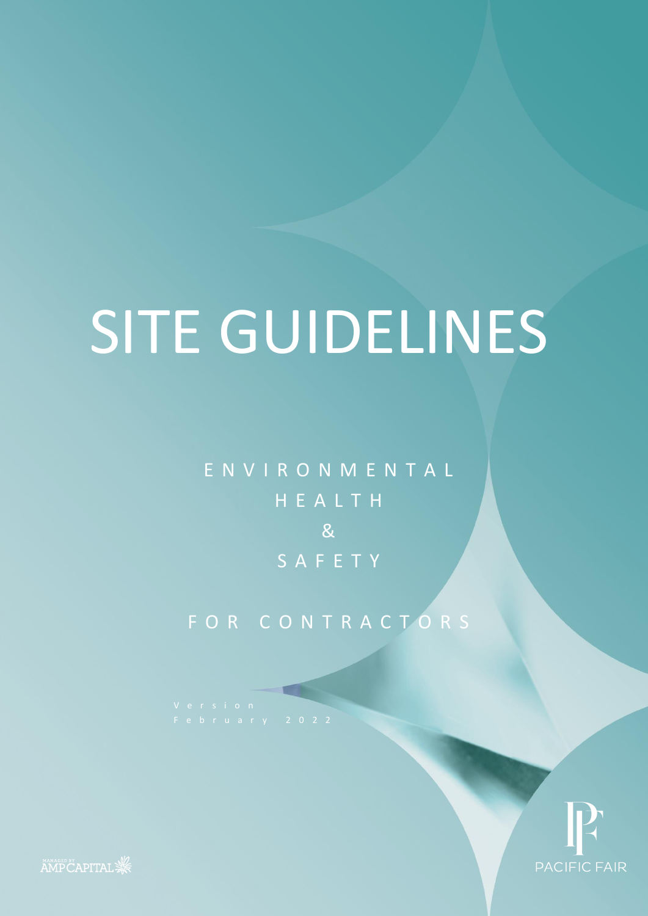# SITE GUIDELINES

ENVIRONMENTAL
HEALTH
&
SAFETY

FOR CONTRACTORS

Version
February 2022

MANAGED BY AMP CAPITAL

PACIFIC FAIR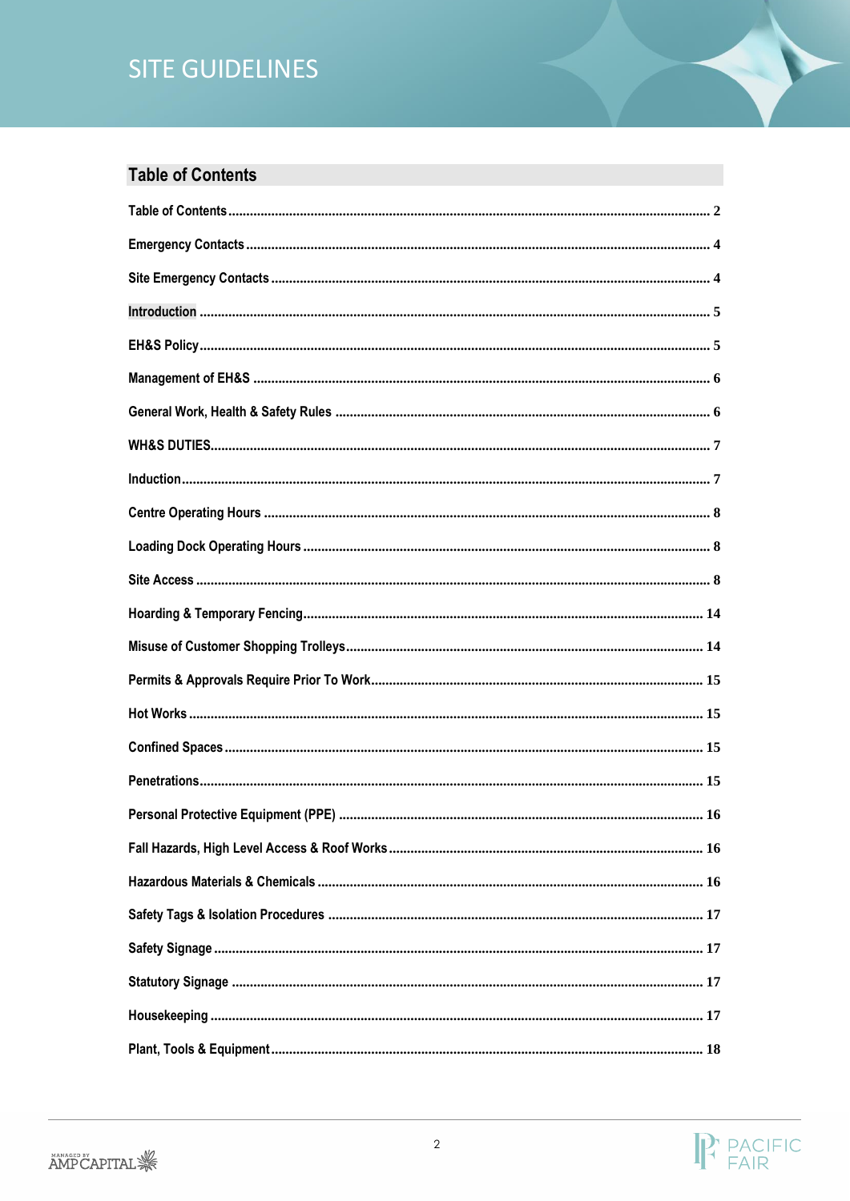## Table of Contents

| | |
|---|---|
| Table of Contents | 2 |
| Emergency Contacts | 4 |
| Site Emergency Contacts | 4 |
| Introduction | 5 |
| EH&S Policy | 5 |
| Management of EH&S | 6 |
| General Work, Health & Safety Rules | 6 |
| WH&S DUTIES | 7 |
| Induction | 7 |
| Centre Operating Hours | 8 |
| Loading Dock Operating Hours | 8 |
| Site Access | 8 |
| Hoarding & Temporary Fencing | 14 |
| Misuse of Customer Shopping Trolleys | 14 |
| Permits & Approvals Require Prior To Work | 15 |
| Hot Works | 15 |
| Confined Spaces | 15 |
| Penetrations | 15 |
| Personal Protective Equipment (PPE) | 16 |
| Fall Hazards, High Level Access & Roof Works | 16 |
| Hazardous Materials & Chemicals | 16 |
| Safety Tags & Isolation Procedures | 17 |
| Safety Signage | 17 |
| Statutory Signage | 17 |
| Housekeeping | 17 |
| Plant, Tools & Equipment | 18 |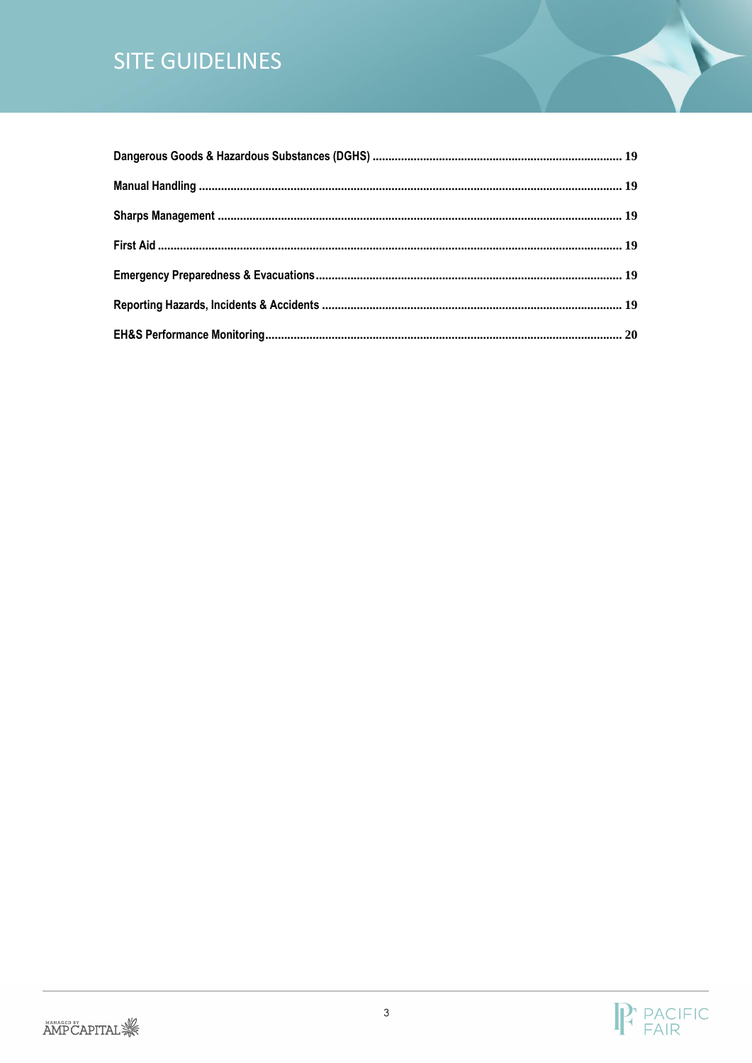Dangerous Goods & Hazardous Substances (DGHS) ........................................................................... 19

Manual Handling ........................................................................................................................... 19

Sharps Management ...................................................................................................................... 19

First Aid ......................................................................................................................................... 19

Emergency Preparedness & Evacuations ........................................................................................ 19

Reporting Hazards, Incidents & Accidents ....................................................................................... 19

EH&S Performance Monitoring ........................................................................................................ 20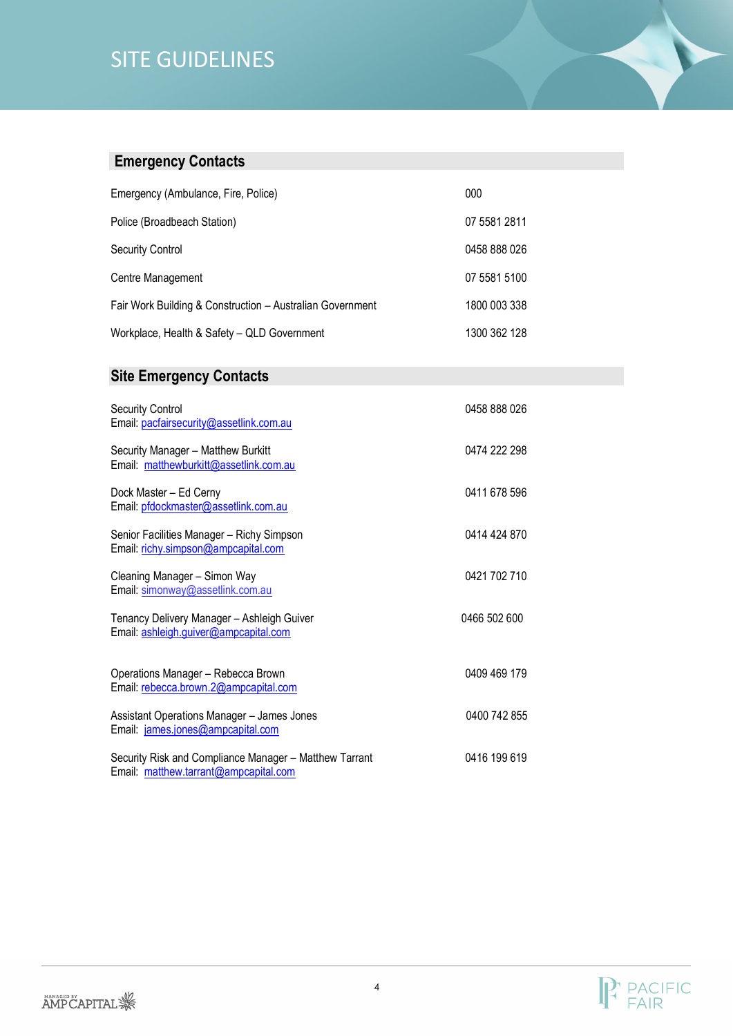# SITE GUIDELINES

## Emergency Contacts

| | |
|---|---|
| Emergency (Ambulance, Fire, Police) | 000 |
| Police (Broadbeach Station) | 07 5581 2811 |
| Security Control | 0458 888 026 |
| Centre Management | 07 5581 5100 |
| Fair Work Building & Construction – Australian Government | 1800 003 338 |
| Workplace, Health & Safety – QLD Government | 1300 362 128 |

## Site Emergency Contacts

| | |
|---|---|
| Security Control<br>Email: pacfairsecurity@assetlink.com.au | 0458 888 026 |
| Security Manager – Matthew Burkitt<br>Email: matthewburkitt@assetlink.com.au | 0474 222 298 |
| Dock Master – Ed Cerny<br>Email: pfdockmaster@assetlink.com.au | 0411 678 596 |
| Senior Facilities Manager – Richy Simpson<br>Email: richy.simpson@ampcapital.com | 0414 424 870 |
| Cleaning Manager – Simon Way<br>Email: simonway@assetlink.com.au | 0421 702 710 |
| Tenancy Delivery Manager – Ashleigh Guiver<br>Email: ashleigh.guiver@ampcapital.com | 0466 502 600 |
| Operations Manager – Rebecca Brown<br>Email: rebecca.brown.2@ampcapital.com | 0409 469 179 |
| Assistant Operations Manager – James Jones<br>Email: james.jones@ampcapital.com | 0400 742 855 |
| Security Risk and Compliance Manager – Matthew Tarrant<br>Email: matthew.tarrant@ampcapital.com | 0416 199 619 |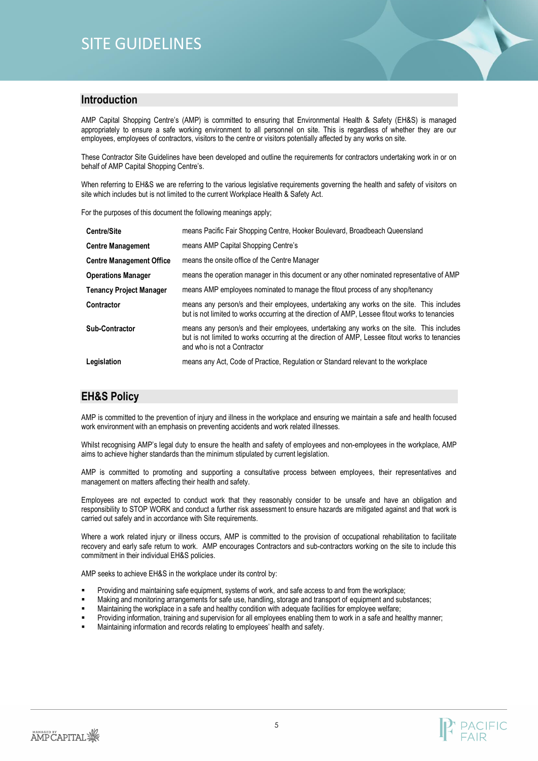# SITE GUIDELINES

## Introduction

AMP Capital Shopping Centre's (AMP) is committed to ensuring that Environmental Health & Safety (EH&S) is managed appropriately to ensure a safe working environment to all personnel on site. This is regardless of whether they are our employees, employees of contractors, visitors to the centre or visitors potentially affected by any works on site.

These Contractor Site Guidelines have been developed and outline the requirements for contractors undertaking work in or on behalf of AMP Capital Shopping Centre's.

When referring to EH&S we are referring to the various legislative requirements governing the health and safety of visitors on site which includes but is not limited to the current Workplace Health & Safety Act.

For the purposes of this document the following meanings apply;

| | |
|---|---|
| **Centre/Site** | means Pacific Fair Shopping Centre, Hooker Boulevard, Broadbeach Queensland |
| **Centre Management** | means AMP Capital Shopping Centre's |
| **Centre Management Office** | means the onsite office of the Centre Manager |
| **Operations Manager** | means the operation manager in this document or any other nominated representative of AMP |
| **Tenancy Project Manager** | means AMP employees nominated to manage the fitout process of any shop/tenancy |
| **Contractor** | means any person/s and their employees, undertaking any works on the site. This includes but is not limited to works occurring at the direction of AMP, Lessee fitout works to tenancies |
| **Sub-Contractor** | means any person/s and their employees, undertaking any works on the site. This includes but is not limited to works occurring at the direction of AMP, Lessee fitout works to tenancies and who is not a Contractor |
| **Legislation** | means any Act, Code of Practice, Regulation or Standard relevant to the workplace |

## EH&S Policy

AMP is committed to the prevention of injury and illness in the workplace and ensuring we maintain a safe and health focused work environment with an emphasis on preventing accidents and work related illnesses.

Whilst recognising AMP's legal duty to ensure the health and safety of employees and non-employees in the workplace, AMP aims to achieve higher standards than the minimum stipulated by current legislation.

AMP is committed to promoting and supporting a consultative process between employees, their representatives and management on matters affecting their health and safety.

Employees are not expected to conduct work that they reasonably consider to be unsafe and have an obligation and responsibility to STOP WORK and conduct a further risk assessment to ensure hazards are mitigated against and that work is carried out safely and in accordance with Site requirements.

Where a work related injury or illness occurs, AMP is committed to the provision of occupational rehabilitation to facilitate recovery and early safe return to work. AMP encourages Contractors and sub-contractors working on the site to include this commitment in their individual EH&S policies.

AMP seeks to achieve EH&S in the workplace under its control by:

- Providing and maintaining safe equipment, systems of work, and safe access to and from the workplace;
- Making and monitoring arrangements for safe use, handling, storage and transport of equipment and substances;
- Maintaining the workplace in a safe and healthy condition with adequate facilities for employee welfare;
- Providing information, training and supervision for all employees enabling them to work in a safe and healthy manner;
- Maintaining information and records relating to employees' health and safety.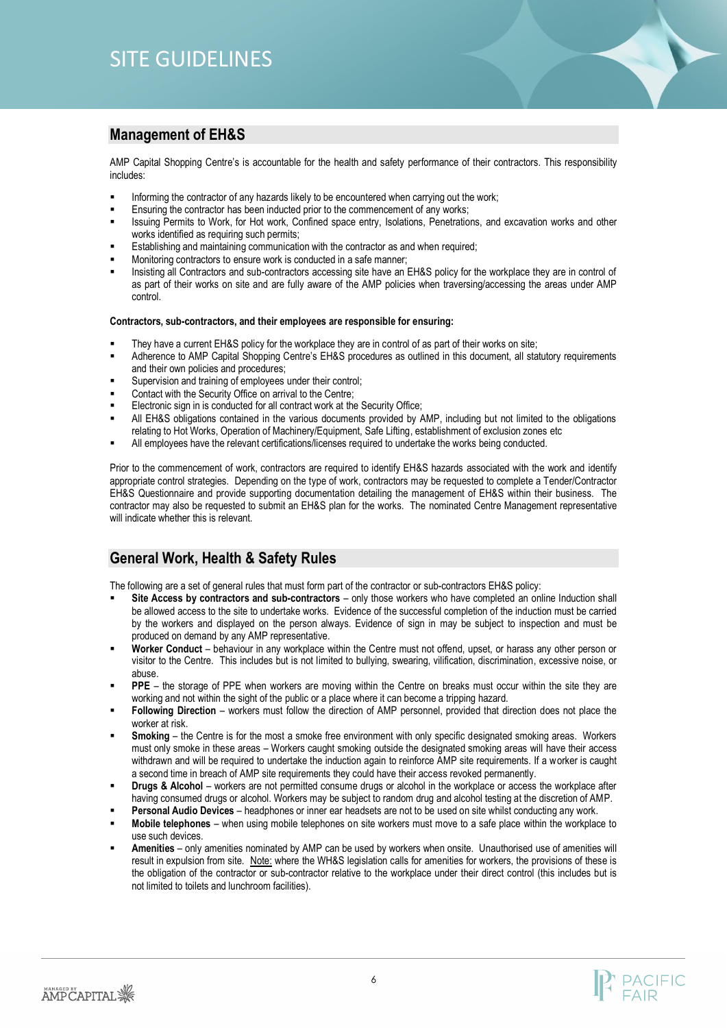# SITE GUIDELINES

## Management of EH&S

AMP Capital Shopping Centre's is accountable for the health and safety performance of their contractors. This responsibility includes:

- Informing the contractor of any hazards likely to be encountered when carrying out the work;
- Ensuring the contractor has been inducted prior to the commencement of any works;
- Issuing Permits to Work, for Hot work, Confined space entry, Isolations, Penetrations, and excavation works and other works identified as requiring such permits;
- Establishing and maintaining communication with the contractor as and when required;
- Monitoring contractors to ensure work is conducted in a safe manner;
- Insisting all Contractors and sub-contractors accessing site have an EH&S policy for the workplace they are in control of as part of their works on site and are fully aware of the AMP policies when traversing/accessing the areas under AMP control.

**Contractors, sub-contractors, and their employees are responsible for ensuring:**

- They have a current EH&S policy for the workplace they are in control of as part of their works on site;
- Adherence to AMP Capital Shopping Centre's EH&S procedures as outlined in this document, all statutory requirements and their own policies and procedures;
- Supervision and training of employees under their control;
- Contact with the Security Office on arrival to the Centre;
- Electronic sign in is conducted for all contract work at the Security Office;
- All EH&S obligations contained in the various documents provided by AMP, including but not limited to the obligations relating to Hot Works, Operation of Machinery/Equipment, Safe Lifting, establishment of exclusion zones etc
- All employees have the relevant certifications/licenses required to undertake the works being conducted.

Prior to the commencement of work, contractors are required to identify EH&S hazards associated with the work and identify appropriate control strategies. Depending on the type of work, contractors may be requested to complete a Tender/Contractor EH&S Questionnaire and provide supporting documentation detailing the management of EH&S within their business. The contractor may also be requested to submit an EH&S plan for the works. The nominated Centre Management representative will indicate whether this is relevant.

## General Work, Health & Safety Rules

The following are a set of general rules that must form part of the contractor or sub-contractors EH&S policy:

- **Site Access by contractors and sub-contractors** – only those workers who have completed an online Induction shall be allowed access to the site to undertake works. Evidence of the successful completion of the induction must be carried by the workers and displayed on the person always. Evidence of sign in may be subject to inspection and must be produced on demand by any AMP representative.
- **Worker Conduct** – behaviour in any workplace within the Centre must not offend, upset, or harass any other person or visitor to the Centre. This includes but is not limited to bullying, swearing, vilification, discrimination, excessive noise, or abuse.
- **PPE** – the storage of PPE when workers are moving within the Centre on breaks must occur within the site they are working and not within the sight of the public or a place where it can become a tripping hazard.
- **Following Direction** – workers must follow the direction of AMP personnel, provided that direction does not place the worker at risk.
- **Smoking** – the Centre is for the most a smoke free environment with only specific designated smoking areas. Workers must only smoke in these areas – Workers caught smoking outside the designated smoking areas will have their access withdrawn and will be required to undertake the induction again to reinforce AMP site requirements. If a worker is caught a second time in breach of AMP site requirements they could have their access revoked permanently.
- **Drugs & Alcohol** – workers are not permitted consume drugs or alcohol in the workplace or access the workplace after having consumed drugs or alcohol. Workers may be subject to random drug and alcohol testing at the discretion of AMP.
- **Personal Audio Devices** – headphones or inner ear headsets are not to be used on site whilst conducting any work.
- **Mobile telephones** – when using mobile telephones on site workers must move to a safe place within the workplace to use such devices.
- **Amenities** – only amenities nominated by AMP can be used by workers when onsite. Unauthorised use of amenities will result in expulsion from site. Note: where the WH&S legislation calls for amenities for workers, the provisions of these is the obligation of the contractor or sub-contractor relative to the workplace under their direct control (this includes but is not limited to toilets and lunchroom facilities).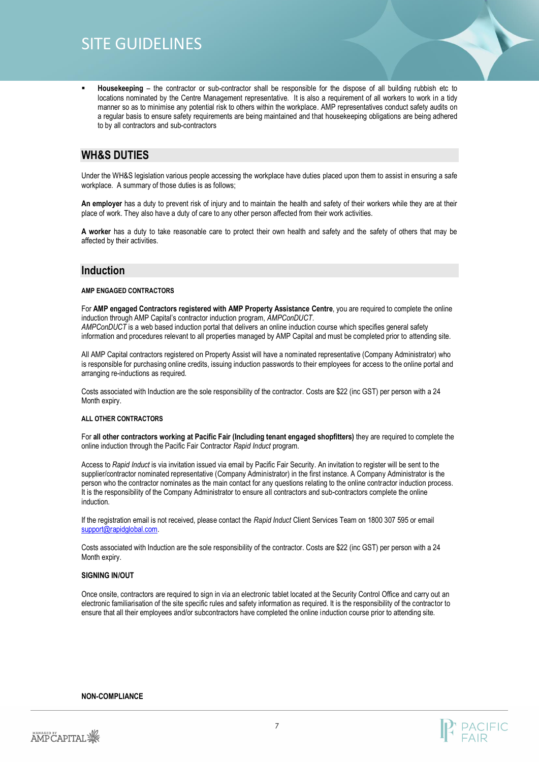- **Housekeeping** – the contractor or sub-contractor shall be responsible for the dispose of all building rubbish etc to locations nominated by the Centre Management representative. It is also a requirement of all workers to work in a tidy manner so as to minimise any potential risk to others within the workplace. AMP representatives conduct safety audits on a regular basis to ensure safety requirements are being maintained and that housekeeping obligations are being adhered to by all contractors and sub-contractors

## WH&S DUTIES

Under the WH&S legislation various people accessing the workplace have duties placed upon them to assist in ensuring a safe workplace. A summary of those duties is as follows;

**An employer** has a duty to prevent risk of injury and to maintain the health and safety of their workers while they are at their place of work. They also have a duty of care to any other person affected from their work activities.

**A worker** has a duty to take reasonable care to protect their own health and safety and the safety of others that may be affected by their activities.

## Induction

### AMP ENGAGED CONTRACTORS

For **AMP engaged Contractors registered with AMP Property Assistance Centre**, you are required to complete the online induction through AMP Capital's contractor induction program, *AMPConDUCT*.
*AMPConDUCT* is a web based induction portal that delivers an online induction course which specifies general safety information and procedures relevant to all properties managed by AMP Capital and must be completed prior to attending site.

All AMP Capital contractors registered on Property Assist will have a nominated representative (Company Administrator) who is responsible for purchasing online credits, issuing induction passwords to their employees for access to the online portal and arranging re-inductions as required.

Costs associated with Induction are the sole responsibility of the contractor. Costs are $22 (inc GST) per person with a 24 Month expiry.

### ALL OTHER CONTRACTORS

For **all other contractors working at Pacific Fair (Including tenant engaged shopfitters)** they are required to complete the online induction through the Pacific Fair Contractor *Rapid Induct* program.

Access to *Rapid Induct* is via invitation issued via email by Pacific Fair Security. An invitation to register will be sent to the supplier/contractor nominated representative (Company Administrator) in the first instance. A Company Administrator is the person who the contractor nominates as the main contact for any questions relating to the online contractor induction process. It is the responsibility of the Company Administrator to ensure all contractors and sub-contractors complete the online induction.

If the registration email is not received, please contact the *Rapid Induct* Client Services Team on 1800 307 595 or email support@rapidglobal.com.

Costs associated with Induction are the sole responsibility of the contractor. Costs are $22 (inc GST) per person with a 24 Month expiry.

### SIGNING IN/OUT

Once onsite, contractors are required to sign in via an electronic tablet located at the Security Control Office and carry out an electronic familiarisation of the site specific rules and safety information as required. It is the responsibility of the contractor to ensure that all their employees and/or subcontractors have completed the online induction course prior to attending site.

### NON-COMPLIANCE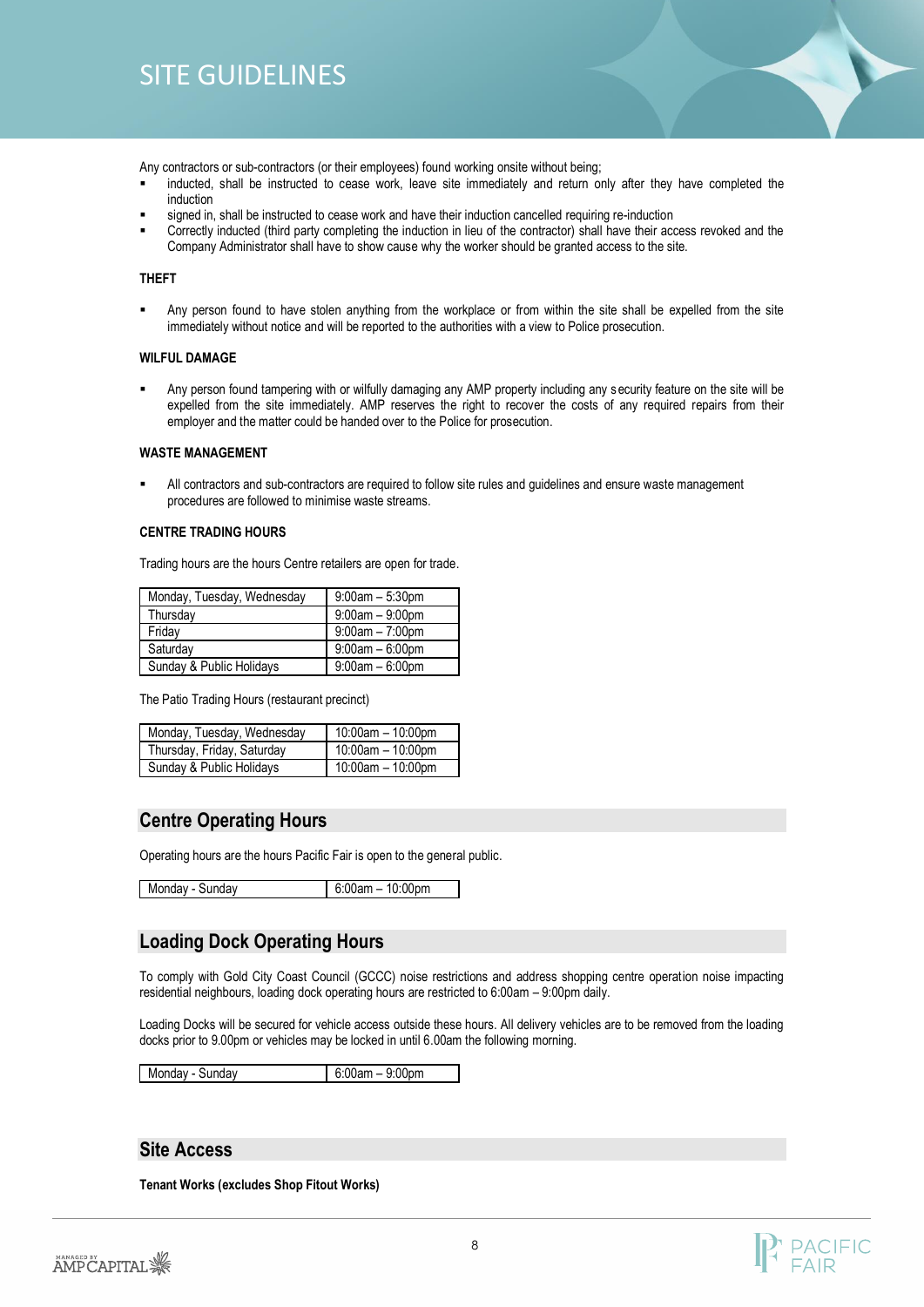# SITE GUIDELINES

Any contractors or sub-contractors (or their employees) found working onsite without being;

- inducted, shall be instructed to cease work, leave site immediately and return only after they have completed the induction
- signed in, shall be instructed to cease work and have their induction cancelled requiring re-induction
- Correctly inducted (third party completing the induction in lieu of the contractor) shall have their access revoked and the Company Administrator shall have to show cause why the worker should be granted access to the site.

### THEFT

- Any person found to have stolen anything from the workplace or from within the site shall be expelled from the site immediately without notice and will be reported to the authorities with a view to Police prosecution.

### WILFUL DAMAGE

- Any person found tampering with or wilfully damaging any AMP property including any security feature on the site will be expelled from the site immediately. AMP reserves the right to recover the costs of any required repairs from their employer and the matter could be handed over to the Police for prosecution.

### WASTE MANAGEMENT

- All contractors and sub-contractors are required to follow site rules and guidelines and ensure waste management procedures are followed to minimise waste streams.

### CENTRE TRADING HOURS

Trading hours are the hours Centre retailers are open for trade.

| Day | Hours |
|---|---|
| Monday, Tuesday, Wednesday | 9:00am – 5:30pm |
| Thursday | 9:00am – 9:00pm |
| Friday | 9:00am – 7:00pm |
| Saturday | 9:00am – 6:00pm |
| Sunday & Public Holidays | 9:00am – 6:00pm |

The Patio Trading Hours (restaurant precinct)

| Day | Hours |
|---|---|
| Monday, Tuesday, Wednesday | 10:00am – 10:00pm |
| Thursday, Friday, Saturday | 10:00am – 10:00pm |
| Sunday & Public Holidays | 10:00am – 10:00pm |

## Centre Operating Hours

Operating hours are the hours Pacific Fair is open to the general public.

| Day | Hours |
|---|---|
| Monday - Sunday | 6:00am – 10:00pm |

## Loading Dock Operating Hours

To comply with Gold City Coast Council (GCCC) noise restrictions and address shopping centre operation noise impacting residential neighbours, loading dock operating hours are restricted to 6:00am – 9:00pm daily.

Loading Docks will be secured for vehicle access outside these hours. All delivery vehicles are to be removed from the loading docks prior to 9.00pm or vehicles may be locked in until 6.00am the following morning.

| Day | Hours |
|---|---|
| Monday - Sunday | 6:00am – 9:00pm |

## Site Access

**Tenant Works (excludes Shop Fitout Works)**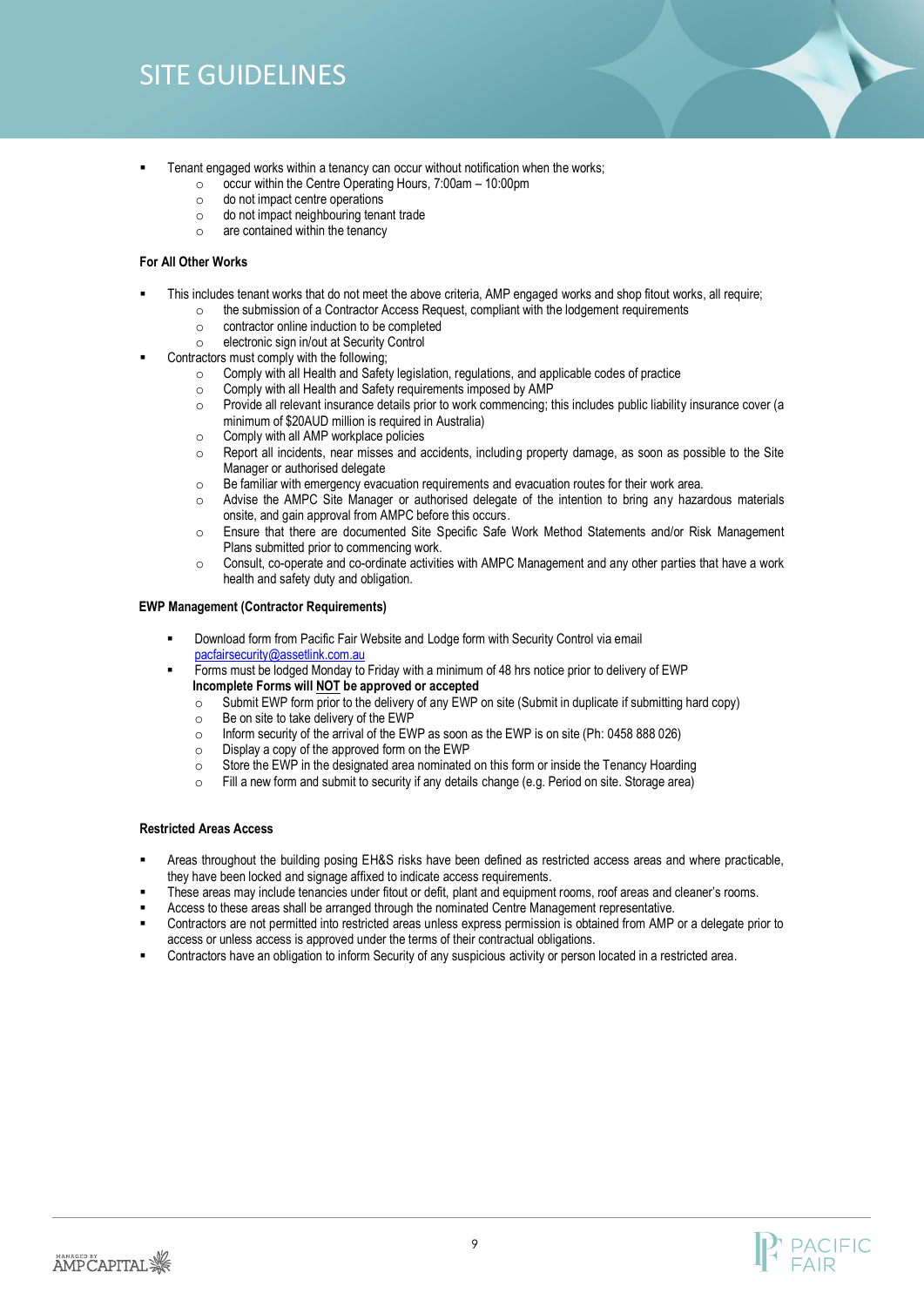# SITE GUIDELINES

- Tenant engaged works within a tenancy can occur without notification when the works;
  - occur within the Centre Operating Hours, 7:00am – 10:00pm
  - do not impact centre operations
  - do not impact neighbouring tenant trade
  - are contained within the tenancy

**For All Other Works**

- This includes tenant works that do not meet the above criteria, AMP engaged works and shop fitout works, all require;
  - the submission of a Contractor Access Request, compliant with the lodgement requirements
  - contractor online induction to be completed
  - electronic sign in/out at Security Control
- Contractors must comply with the following;
  - Comply with all Health and Safety legislation, regulations, and applicable codes of practice
  - Comply with all Health and Safety requirements imposed by AMP
  - Provide all relevant insurance details prior to work commencing; this includes public liability insurance cover (a minimum of $20AUD million is required in Australia)
  - Comply with all AMP workplace policies
  - Report all incidents, near misses and accidents, including property damage, as soon as possible to the Site Manager or authorised delegate
  - Be familiar with emergency evacuation requirements and evacuation routes for their work area.
  - Advise the AMPC Site Manager or authorised delegate of the intention to bring any hazardous materials onsite, and gain approval from AMPC before this occurs.
  - Ensure that there are documented Site Specific Safe Work Method Statements and/or Risk Management Plans submitted prior to commencing work.
  - Consult, co-operate and co-ordinate activities with AMPC Management and any other parties that have a work health and safety duty and obligation.

**EWP Management (Contractor Requirements)**

- Download form from Pacific Fair Website and Lodge form with Security Control via email pacfairsecurity@assetlink.com.au
- Forms must be lodged Monday to Friday with a minimum of 48 hrs notice prior to delivery of EWP
  **Incomplete Forms will NOT be approved or accepted**
  - Submit EWP form prior to the delivery of any EWP on site (Submit in duplicate if submitting hard copy)
  - Be on site to take delivery of the EWP
  - Inform security of the arrival of the EWP as soon as the EWP is on site (Ph: 0458 888 026)
  - Display a copy of the approved form on the EWP
  - Store the EWP in the designated area nominated on this form or inside the Tenancy Hoarding
  - Fill a new form and submit to security if any details change (e.g. Period on site. Storage area)

**Restricted Areas Access**

- Areas throughout the building posing EH&S risks have been defined as restricted access areas and where practicable, they have been locked and signage affixed to indicate access requirements.
- These areas may include tenancies under fitout or defit, plant and equipment rooms, roof areas and cleaner's rooms.
- Access to these areas shall be arranged through the nominated Centre Management representative.
- Contractors are not permitted into restricted areas unless express permission is obtained from AMP or a delegate prior to access or unless access is approved under the terms of their contractual obligations.
- Contractors have an obligation to inform Security of any suspicious activity or person located in a restricted area.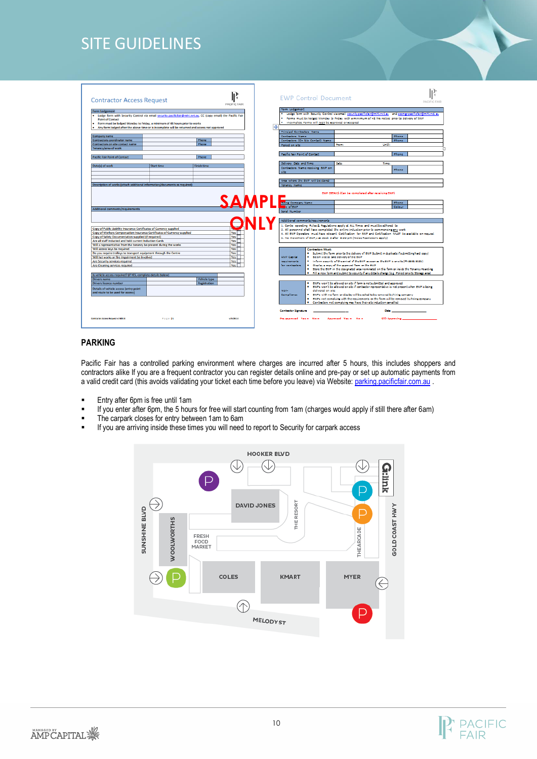# SITE GUIDELINES

## PARKING

Pacific Fair has a controlled parking environment where charges are incurred after 5 hours, this includes shoppers and contractors alike If you are a frequent contractor you can register details online and pre-pay or set up automatic payments from a valid credit card (this avoids validating your ticket each time before you leave) via Website: parking.pacificfair.com.au .

- Entry after 6pm is free until 1am
- If you enter after 6pm, the 5 hours for free will start counting from 1am (charges would apply if still there after 6am)
- The carpark closes for entry between 1am to 6am
- If you are arriving inside these times you will need to report to Security for carpark access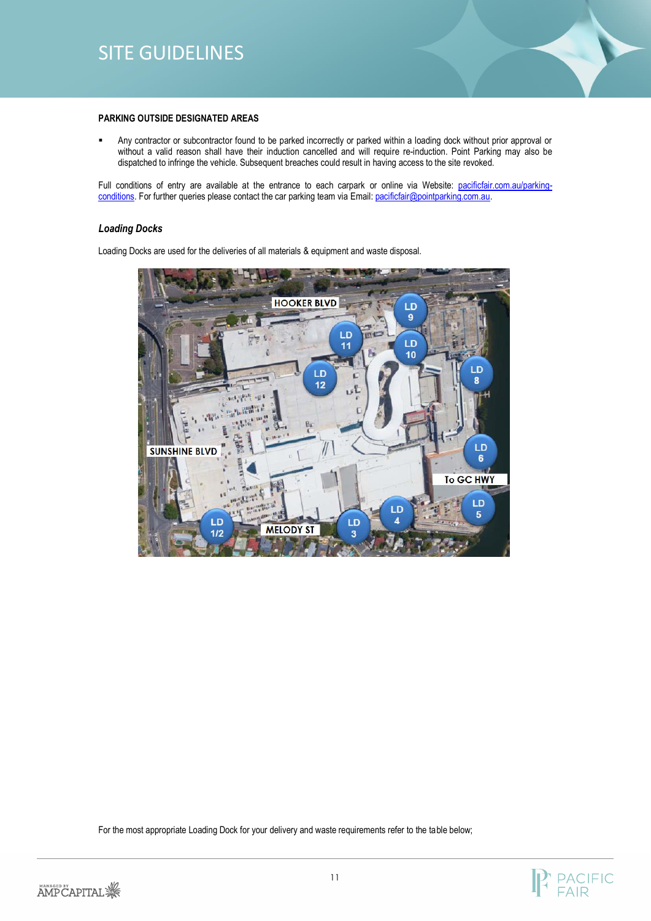# SITE GUIDELINES

**PARKING OUTSIDE DESIGNATED AREAS**

- Any contractor or subcontractor found to be parked incorrectly or parked within a loading dock without prior approval or without a valid reason shall have their induction cancelled and will require re-induction. Point Parking may also be dispatched to infringe the vehicle. Subsequent breaches could result in having access to the site revoked.

Full conditions of entry are available at the entrance to each carpark or online via Website: pacificfair.com.au/parking-conditions. For further queries please contact the car parking team via Email: pacificfair@pointparking.com.au.

***Loading Docks***

Loading Docks are used for the deliveries of all materials & equipment and waste disposal.

For the most appropriate Loading Dock for your delivery and waste requirements refer to the table below;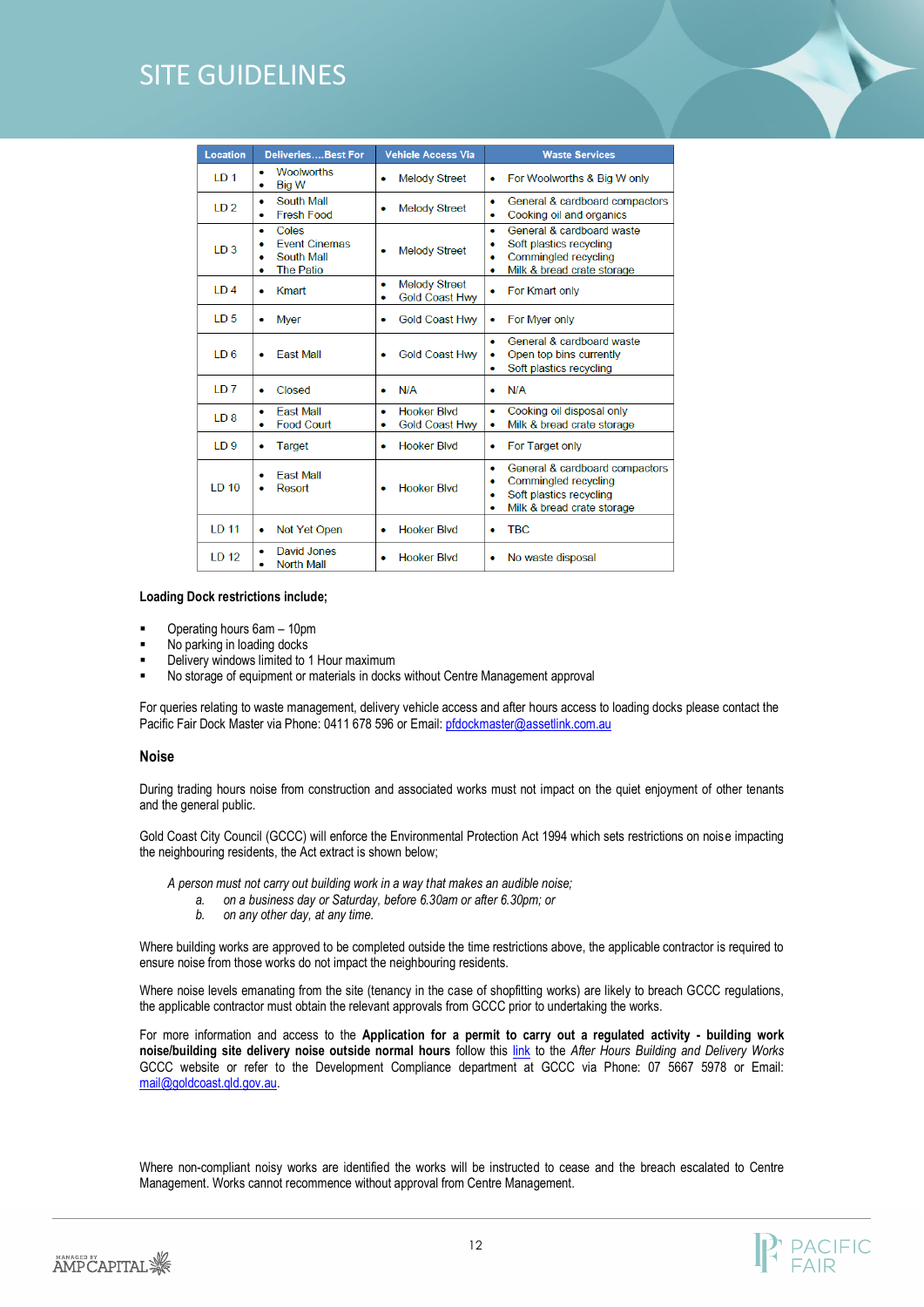# SITE GUIDELINES

| Location | Deliveries….Best For | Vehicle Access Via | Waste Services |
|---|---|---|---|
| LD 1 | • Woolworths<br>• Big W | • Melody Street | • For Woolworths & Big W only |
| LD 2 | • South Mall<br>• Fresh Food | • Melody Street | • General & cardboard compactors<br>• Cooking oil and organics |
| LD 3 | • Coles<br>• Event Cinemas<br>• South Mall<br>• The Patio | • Melody Street | • General & cardboard waste<br>• Soft plastics recycling<br>• Commingled recycling<br>• Milk & bread crate storage |
| LD 4 | • Kmart | • Melody Street<br>• Gold Coast Hwy | • For Kmart only |
| LD 5 | • Myer | • Gold Coast Hwy | • For Myer only |
| LD 6 | • East Mall | • Gold Coast Hwy | • General & cardboard waste<br>• Open top bins currently<br>• Soft plastics recycling |
| LD 7 | • Closed | • N/A | • N/A |
| LD 8 | • East Mall<br>• Food Court | • Hooker Blvd<br>• Gold Coast Hwy | • Cooking oil disposal only<br>• Milk & bread crate storage |
| LD 9 | • Target | • Hooker Blvd | • For Target only |
| LD 10 | • East Mall<br>• Resort | • Hooker Blvd | • General & cardboard compactors<br>• Commingled recycling<br>• Soft plastics recycling<br>• Milk & bread crate storage |
| LD 11 | • Not Yet Open | • Hooker Blvd | • TBC |
| LD 12 | • David Jones<br>• North Mall | • Hooker Blvd | • No waste disposal |

**Loading Dock restrictions include;**

- Operating hours 6am – 10pm
- No parking in loading docks
- Delivery windows limited to 1 Hour maximum
- No storage of equipment or materials in docks without Centre Management approval

For queries relating to waste management, delivery vehicle access and after hours access to loading docks please contact the Pacific Fair Dock Master via Phone: 0411 678 596 or Email: pfdockmaster@assetlink.com.au

## Noise

During trading hours noise from construction and associated works must not impact on the quiet enjoyment of other tenants and the general public.

Gold Coast City Council (GCCC) will enforce the Environmental Protection Act 1994 which sets restrictions on noise impacting the neighbouring residents, the Act extract is shown below;

*A person must not carry out building work in a way that makes an audible noise;*
- *a. on a business day or Saturday, before 6.30am or after 6.30pm; or*
- *b. on any other day, at any time.*

Where building works are approved to be completed outside the time restrictions above, the applicable contractor is required to ensure noise from those works do not impact the neighbouring residents.

Where noise levels emanating from the site (tenancy in the case of shopfitting works) are likely to breach GCCC regulations, the applicable contractor must obtain the relevant approvals from GCCC prior to undertaking the works.

For more information and access to the **Application for a permit to carry out a regulated activity - building work noise/building site delivery noise outside normal hours** follow this link to the *After Hours Building and Delivery Works* GCCC website or refer to the Development Compliance department at GCCC via Phone: 07 5667 5978 or Email: mail@goldcoast.qld.gov.au.

Where non-compliant noisy works are identified the works will be instructed to cease and the breach escalated to Centre Management. Works cannot recommence without approval from Centre Management.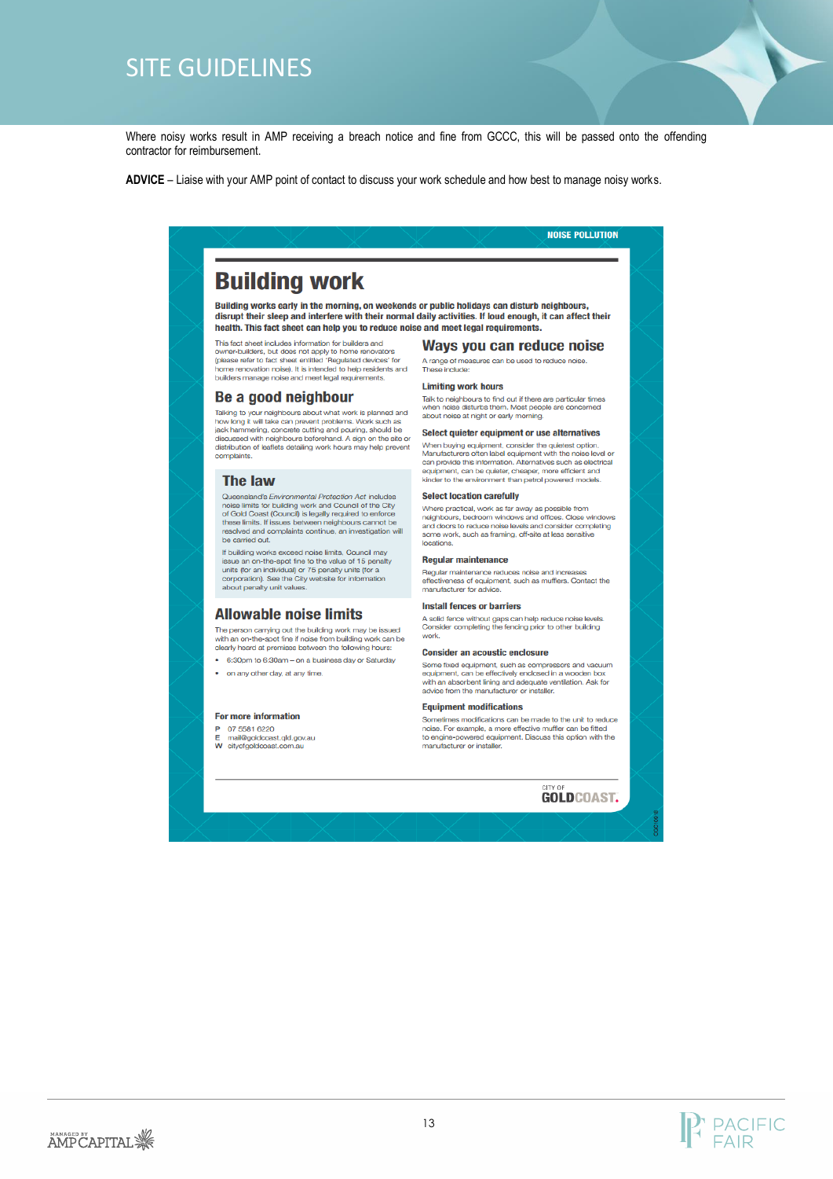# SITE GUIDELINES

Where noisy works result in AMP receiving a breach notice and fine from GCCC, this will be passed onto the offending contractor for reimbursement.

**ADVICE** – Liaise with your AMP point of contact to discuss your work schedule and how best to manage noisy works.

NOISE POLLUTION

## Building work

**Building works early in the morning, on weekends or public holidays can disturb neighbours, disrupt their sleep and interfere with their normal daily activities. If loud enough, it can affect their health. This fact sheet can help you to reduce noise and meet legal requirements.**

This fact sheet includes information for builders and owner-builders, but does not apply to home renovators (please refer to fact sheet entitled 'Regulated devices' for home renovation noise). It is intended to help residents and builders manage noise and meet legal requirements.

### Be a good neighbour

Talking to your neighbours about what work is planned and how long it will take can prevent problems. Work such as jack hammering, concrete cutting and pouring, should be discussed with neighbours beforehand. A sign on the site or distribution of leaflets detailing work hours may help prevent complaints.

### The law

Queensland's *Environmental Protection Act* includes noise limits for building work and Council of the City of Gold Coast (Council) is legally required to enforce these limits. If issues between neighbours cannot be resolved and complaints continue, an investigation will be carried out.

If building works exceed noise limits, Council may issue an on-the-spot fine to the value of 15 penalty units (for an individual) or 75 penalty units (for a corporation). See the City website for information about penalty unit values.

### Allowable noise limits

The person carrying out the building work may be issued with an on-the-spot fine if noise from building work can be clearly heard at premises between the following hours:

- 6:30pm to 6:30am – on a business day or Saturday
- on any other day, at any time.

**For more information**

P 07 5581 6220
E mail@goldcoast.qld.gov.au
W cityofgoldcoast.com.au

### Ways you can reduce noise

A range of measures can be used to reduce noise. These include:

**Limiting work hours**

Talk to neighbours to find out if there are particular times when noise disturbs them. Most people are concerned about noise at night or early morning.

**Select quieter equipment or use alternatives**

When buying equipment, consider the quietest option. Manufacturers often label equipment with the noise level or can provide this information. Alternatives such as electrical equipment, can be quieter, cheaper, more efficient and kinder to the environment than petrol powered models.

**Select location carefully**

Where practical, work as far away as possible from neighbours, bedroom windows and offices. Close windows and doors to reduce noise levels and consider completing some work, such as framing, off-site at less sensitive locations.

**Regular maintenance**

Regular maintenance reduces noise and increases effectiveness of equipment, such as mufflers. Contact the manufacturer for advice.

**Install fences or barriers**

A solid fence without gaps can help reduce noise levels. Consider completing the fencing prior to other building work.

**Consider an acoustic enclosure**

Some fixed equipment, such as compressors and vacuum equipment, can be effectively enclosed in a wooden box with an absorbent lining and adequate ventilation. Ask for advice from the manufacturer or installer.

**Equipment modifications**

Sometimes modifications can be made to the unit to reduce noise. For example, a more effective muffler can be fitted to engine-powered equipment. Discuss this option with the manufacturer or installer.

CITY OF GOLDCOAST.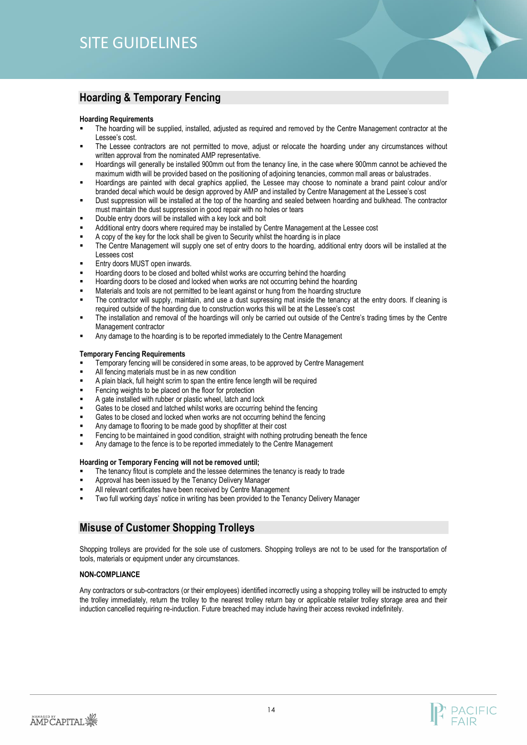## Hoarding & Temporary Fencing

**Hoarding Requirements**

- The hoarding will be supplied, installed, adjusted as required and removed by the Centre Management contractor at the Lessee's cost.
- The Lessee contractors are not permitted to move, adjust or relocate the hoarding under any circumstances without written approval from the nominated AMP representative.
- Hoardings will generally be installed 900mm out from the tenancy line, in the case where 900mm cannot be achieved the maximum width will be provided based on the positioning of adjoining tenancies, common mall areas or balustrades.
- Hoardings are painted with decal graphics applied, the Lessee may choose to nominate a brand paint colour and/or branded decal which would be design approved by AMP and installed by Centre Management at the Lessee's cost
- Dust suppression will be installed at the top of the hoarding and sealed between hoarding and bulkhead. The contractor must maintain the dust suppression in good repair with no holes or tears
- Double entry doors will be installed with a key lock and bolt
- Additional entry doors where required may be installed by Centre Management at the Lessee cost
- A copy of the key for the lock shall be given to Security whilst the hoarding is in place
- The Centre Management will supply one set of entry doors to the hoarding, additional entry doors will be installed at the Lessees cost
- Entry doors MUST open inwards.
- Hoarding doors to be closed and bolted whilst works are occurring behind the hoarding
- Hoarding doors to be closed and locked when works are not occurring behind the hoarding
- Materials and tools are not permitted to be leant against or hung from the hoarding structure
- The contractor will supply, maintain, and use a dust supressing mat inside the tenancy at the entry doors. If cleaning is required outside of the hoarding due to construction works this will be at the Lessee's cost
- The installation and removal of the hoardings will only be carried out outside of the Centre's trading times by the Centre Management contractor
- Any damage to the hoarding is to be reported immediately to the Centre Management

**Temporary Fencing Requirements**

- Temporary fencing will be considered in some areas, to be approved by Centre Management
- All fencing materials must be in as new condition
- A plain black, full height scrim to span the entire fence length will be required
- Fencing weights to be placed on the floor for protection
- A gate installed with rubber or plastic wheel, latch and lock
- Gates to be closed and latched whilst works are occurring behind the fencing
- Gates to be closed and locked when works are not occurring behind the fencing
- Any damage to flooring to be made good by shopfitter at their cost
- Fencing to be maintained in good condition, straight with nothing protruding beneath the fence
- Any damage to the fence is to be reported immediately to the Centre Management

**Hoarding or Temporary Fencing will not be removed until;**

- The tenancy fitout is complete and the lessee determines the tenancy is ready to trade
- Approval has been issued by the Tenancy Delivery Manager
- All relevant certificates have been received by Centre Management
- Two full working days' notice in writing has been provided to the Tenancy Delivery Manager

## Misuse of Customer Shopping Trolleys

Shopping trolleys are provided for the sole use of customers. Shopping trolleys are not to be used for the transportation of tools, materials or equipment under any circumstances.

**NON-COMPLIANCE**

Any contractors or sub-contractors (or their employees) identified incorrectly using a shopping trolley will be instructed to empty the trolley immediately, return the trolley to the nearest trolley return bay or applicable retailer trolley storage area and their induction cancelled requiring re-induction. Future breached may include having their access revoked indefinitely.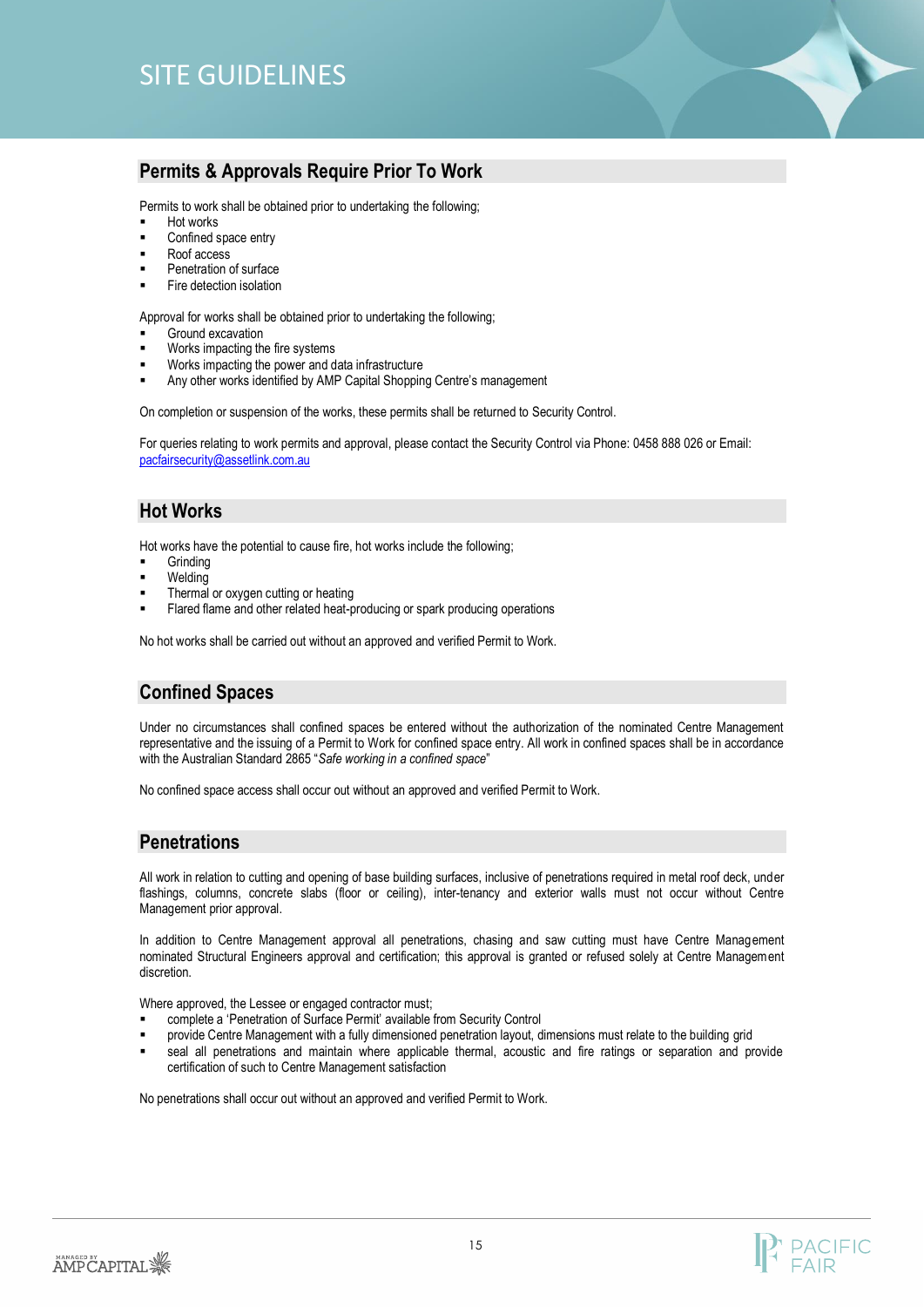# SITE GUIDELINES

## Permits & Approvals Require Prior To Work

Permits to work shall be obtained prior to undertaking the following;

- Hot works
- Confined space entry
- Roof access
- Penetration of surface
- Fire detection isolation

Approval for works shall be obtained prior to undertaking the following;

- Ground excavation
- Works impacting the fire systems
- Works impacting the power and data infrastructure
- Any other works identified by AMP Capital Shopping Centre's management

On completion or suspension of the works, these permits shall be returned to Security Control.

For queries relating to work permits and approval, please contact the Security Control via Phone: 0458 888 026 or Email: pacfairsecurity@assetlink.com.au

## Hot Works

Hot works have the potential to cause fire, hot works include the following;

- Grinding
- Welding
- Thermal or oxygen cutting or heating
- Flared flame and other related heat-producing or spark producing operations

No hot works shall be carried out without an approved and verified Permit to Work.

## Confined Spaces

Under no circumstances shall confined spaces be entered without the authorization of the nominated Centre Management representative and the issuing of a Permit to Work for confined space entry. All work in confined spaces shall be in accordance with the Australian Standard 2865 "*Safe working in a confined space*"

No confined space access shall occur out without an approved and verified Permit to Work.

## Penetrations

All work in relation to cutting and opening of base building surfaces, inclusive of penetrations required in metal roof deck, under flashings, columns, concrete slabs (floor or ceiling), inter-tenancy and exterior walls must not occur without Centre Management prior approval.

In addition to Centre Management approval all penetrations, chasing and saw cutting must have Centre Management nominated Structural Engineers approval and certification; this approval is granted or refused solely at Centre Management discretion.

Where approved, the Lessee or engaged contractor must;

- complete a 'Penetration of Surface Permit' available from Security Control
- provide Centre Management with a fully dimensioned penetration layout, dimensions must relate to the building grid
- seal all penetrations and maintain where applicable thermal, acoustic and fire ratings or separation and provide certification of such to Centre Management satisfaction

No penetrations shall occur out without an approved and verified Permit to Work.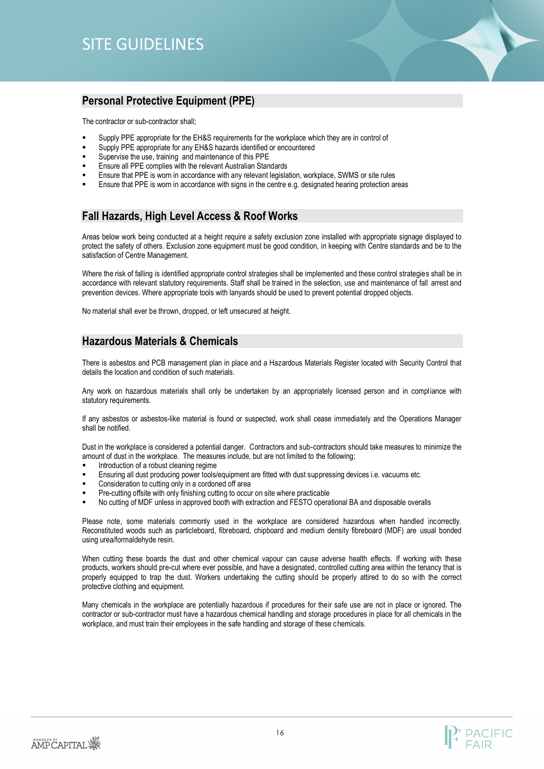## Personal Protective Equipment (PPE)

The contractor or sub-contractor shall;

- Supply PPE appropriate for the EH&S requirements for the workplace which they are in control of
- Supply PPE appropriate for any EH&S hazards identified or encountered
- Supervise the use, training and maintenance of this PPE
- Ensure all PPE complies with the relevant Australian Standards
- Ensure that PPE is worn in accordance with any relevant legislation, workplace, SWMS or site rules
- Ensure that PPE is worn in accordance with signs in the centre e.g. designated hearing protection areas

## Fall Hazards, High Level Access & Roof Works

Areas below work being conducted at a height require a safety exclusion zone installed with appropriate signage displayed to protect the safety of others. Exclusion zone equipment must be good condition, in keeping with Centre standards and be to the satisfaction of Centre Management.

Where the risk of falling is identified appropriate control strategies shall be implemented and these control strategies shall be in accordance with relevant statutory requirements. Staff shall be trained in the selection, use and maintenance of fall arrest and prevention devices. Where appropriate tools with lanyards should be used to prevent potential dropped objects.

No material shall ever be thrown, dropped, or left unsecured at height.

## Hazardous Materials & Chemicals

There is asbestos and PCB management plan in place and a Hazardous Materials Register located with Security Control that details the location and condition of such materials.

Any work on hazardous materials shall only be undertaken by an appropriately licensed person and in compliance with statutory requirements.

If any asbestos or asbestos-like material is found or suspected, work shall cease immediately and the Operations Manager shall be notified.

Dust in the workplace is considered a potential danger. Contractors and sub-contractors should take measures to minimize the amount of dust in the workplace. The measures include, but are not limited to the following;

- Introduction of a robust cleaning regime
- Ensuring all dust producing power tools/equipment are fitted with dust suppressing devices i.e. vacuums etc.
- Consideration to cutting only in a cordoned off area
- Pre-cutting offsite with only finishing cutting to occur on site where practicable
- No cutting of MDF unless in approved booth with extraction and FESTO operational BA and disposable overalls

Please note, some materials commonly used in the workplace are considered hazardous when handled incorrectly. Reconstituted woods such as particleboard, fibreboard, chipboard and medium density fibreboard (MDF) are usual bonded using urea/formaldehyde resin.

When cutting these boards the dust and other chemical vapour can cause adverse health effects. If working with these products, workers should pre-cut where ever possible, and have a designated, controlled cutting area within the tenancy that is properly equipped to trap the dust. Workers undertaking the cutting should be properly attired to do so with the correct protective clothing and equipment.

Many chemicals in the workplace are potentially hazardous if procedures for their safe use are not in place or ignored. The contractor or sub-contractor must have a hazardous chemical handling and storage procedures in place for all chemicals in the workplace, and must train their employees in the safe handling and storage of these chemicals.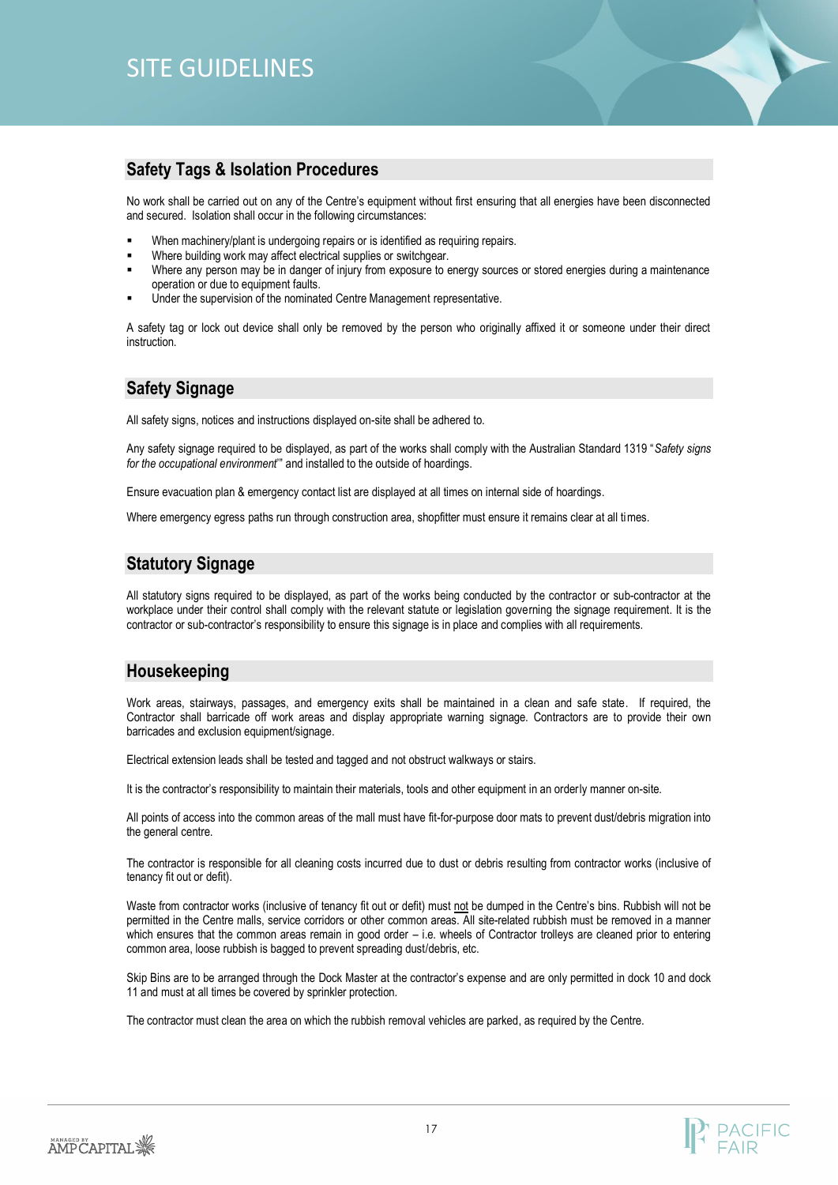# SITE GUIDELINES

## Safety Tags & Isolation Procedures

No work shall be carried out on any of the Centre's equipment without first ensuring that all energies have been disconnected and secured. Isolation shall occur in the following circumstances:

- When machinery/plant is undergoing repairs or is identified as requiring repairs.
- Where building work may affect electrical supplies or switchgear.
- Where any person may be in danger of injury from exposure to energy sources or stored energies during a maintenance operation or due to equipment faults.
- Under the supervision of the nominated Centre Management representative.

A safety tag or lock out device shall only be removed by the person who originally affixed it or someone under their direct instruction.

## Safety Signage

All safety signs, notices and instructions displayed on-site shall be adhered to.

Any safety signage required to be displayed, as part of the works shall comply with the Australian Standard 1319 "*Safety signs for the occupational environment*'" and installed to the outside of hoardings.

Ensure evacuation plan & emergency contact list are displayed at all times on internal side of hoardings.

Where emergency egress paths run through construction area, shopfitter must ensure it remains clear at all times.

## Statutory Signage

All statutory signs required to be displayed, as part of the works being conducted by the contractor or sub-contractor at the workplace under their control shall comply with the relevant statute or legislation governing the signage requirement. It is the contractor or sub-contractor's responsibility to ensure this signage is in place and complies with all requirements.

## Housekeeping

Work areas, stairways, passages, and emergency exits shall be maintained in a clean and safe state. If required, the Contractor shall barricade off work areas and display appropriate warning signage. Contractors are to provide their own barricades and exclusion equipment/signage.

Electrical extension leads shall be tested and tagged and not obstruct walkways or stairs.

It is the contractor's responsibility to maintain their materials, tools and other equipment in an orderly manner on-site.

All points of access into the common areas of the mall must have fit-for-purpose door mats to prevent dust/debris migration into the general centre.

The contractor is responsible for all cleaning costs incurred due to dust or debris resulting from contractor works (inclusive of tenancy fit out or defit).

Waste from contractor works (inclusive of tenancy fit out or defit) must not be dumped in the Centre's bins. Rubbish will not be permitted in the Centre malls, service corridors or other common areas. All site-related rubbish must be removed in a manner which ensures that the common areas remain in good order – i.e. wheels of Contractor trolleys are cleaned prior to entering common area, loose rubbish is bagged to prevent spreading dust/debris, etc.

Skip Bins are to be arranged through the Dock Master at the contractor's expense and are only permitted in dock 10 and dock 11 and must at all times be covered by sprinkler protection.

The contractor must clean the area on which the rubbish removal vehicles are parked, as required by the Centre.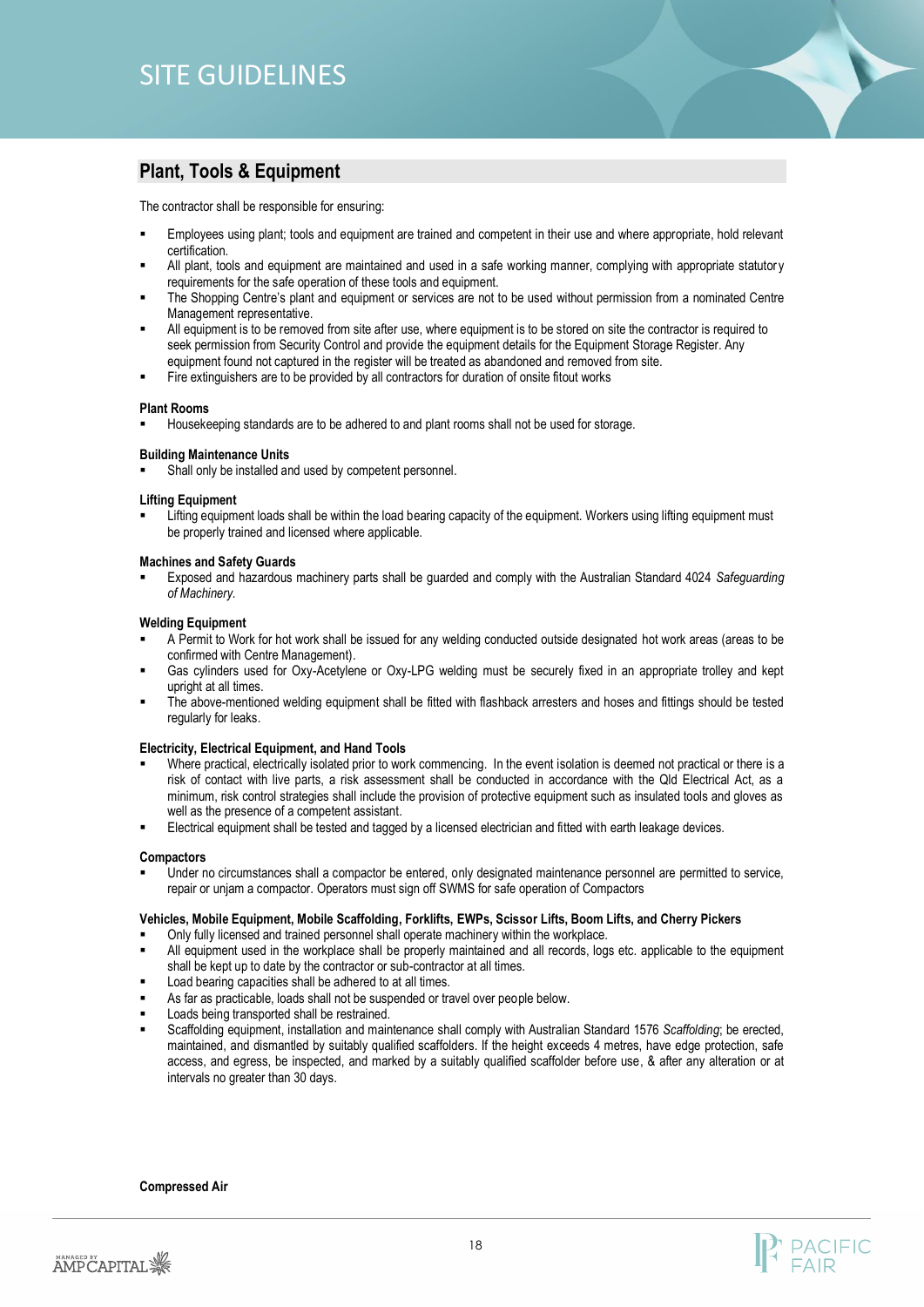# SITE GUIDELINES

## Plant, Tools & Equipment

The contractor shall be responsible for ensuring:

- Employees using plant; tools and equipment are trained and competent in their use and where appropriate, hold relevant certification.
- All plant, tools and equipment are maintained and used in a safe working manner, complying with appropriate statutory requirements for the safe operation of these tools and equipment.
- The Shopping Centre's plant and equipment or services are not to be used without permission from a nominated Centre Management representative.
- All equipment is to be removed from site after use, where equipment is to be stored on site the contractor is required to seek permission from Security Control and provide the equipment details for the Equipment Storage Register. Any equipment found not captured in the register will be treated as abandoned and removed from site.
- Fire extinguishers are to be provided by all contractors for duration of onsite fitout works

**Plant Rooms**

- Housekeeping standards are to be adhered to and plant rooms shall not be used for storage.

**Building Maintenance Units**

- Shall only be installed and used by competent personnel.

**Lifting Equipment**

- Lifting equipment loads shall be within the load bearing capacity of the equipment. Workers using lifting equipment must be properly trained and licensed where applicable.

**Machines and Safety Guards**

- Exposed and hazardous machinery parts shall be guarded and comply with the Australian Standard 4024 *Safeguarding of Machinery*.

**Welding Equipment**

- A Permit to Work for hot work shall be issued for any welding conducted outside designated hot work areas (areas to be confirmed with Centre Management).
- Gas cylinders used for Oxy-Acetylene or Oxy-LPG welding must be securely fixed in an appropriate trolley and kept upright at all times.
- The above-mentioned welding equipment shall be fitted with flashback arresters and hoses and fittings should be tested regularly for leaks.

**Electricity, Electrical Equipment, and Hand Tools**

- Where practical, electrically isolated prior to work commencing. In the event isolation is deemed not practical or there is a risk of contact with live parts, a risk assessment shall be conducted in accordance with the Qld Electrical Act, as a minimum, risk control strategies shall include the provision of protective equipment such as insulated tools and gloves as well as the presence of a competent assistant.
- Electrical equipment shall be tested and tagged by a licensed electrician and fitted with earth leakage devices.

**Compactors**

- Under no circumstances shall a compactor be entered, only designated maintenance personnel are permitted to service, repair or unjam a compactor. Operators must sign off SWMS for safe operation of Compactors

**Vehicles, Mobile Equipment, Mobile Scaffolding, Forklifts, EWPs, Scissor Lifts, Boom Lifts, and Cherry Pickers**

- Only fully licensed and trained personnel shall operate machinery within the workplace.
- All equipment used in the workplace shall be properly maintained and all records, logs etc. applicable to the equipment shall be kept up to date by the contractor or sub-contractor at all times.
- Load bearing capacities shall be adhered to at all times.
- As far as practicable, loads shall not be suspended or travel over people below.
- Loads being transported shall be restrained.
- Scaffolding equipment, installation and maintenance shall comply with Australian Standard 1576 *Scaffolding*; be erected, maintained, and dismantled by suitably qualified scaffolders. If the height exceeds 4 metres, have edge protection, safe access, and egress, be inspected, and marked by a suitably qualified scaffolder before use, & after any alteration or at intervals no greater than 30 days.

**Compressed Air**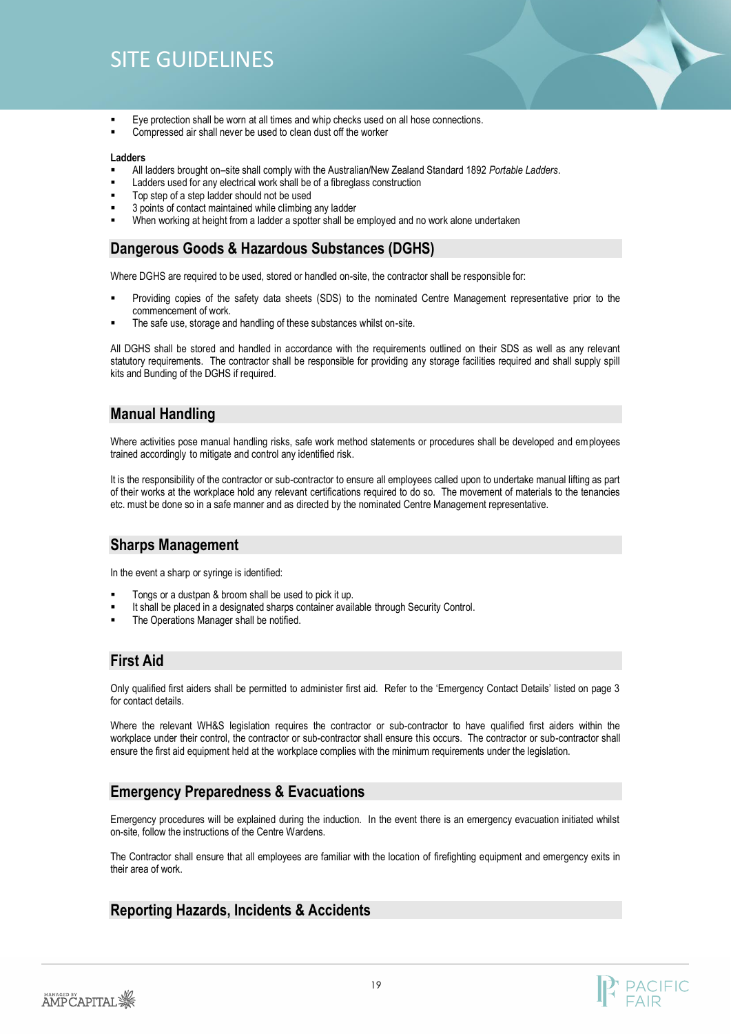- Eye protection shall be worn at all times and whip checks used on all hose connections.
- Compressed air shall never be used to clean dust off the worker

**Ladders**

- All ladders brought on–site shall comply with the Australian/New Zealand Standard 1892 *Portable Ladders*.
- Ladders used for any electrical work shall be of a fibreglass construction
- Top step of a step ladder should not be used
- 3 points of contact maintained while climbing any ladder
- When working at height from a ladder a spotter shall be employed and no work alone undertaken

## Dangerous Goods & Hazardous Substances (DGHS)

Where DGHS are required to be used, stored or handled on-site, the contractor shall be responsible for:

- Providing copies of the safety data sheets (SDS) to the nominated Centre Management representative prior to the commencement of work.
- The safe use, storage and handling of these substances whilst on-site.

All DGHS shall be stored and handled in accordance with the requirements outlined on their SDS as well as any relevant statutory requirements. The contractor shall be responsible for providing any storage facilities required and shall supply spill kits and Bunding of the DGHS if required.

## Manual Handling

Where activities pose manual handling risks, safe work method statements or procedures shall be developed and employees trained accordingly to mitigate and control any identified risk.

It is the responsibility of the contractor or sub-contractor to ensure all employees called upon to undertake manual lifting as part of their works at the workplace hold any relevant certifications required to do so. The movement of materials to the tenancies etc. must be done so in a safe manner and as directed by the nominated Centre Management representative.

## Sharps Management

In the event a sharp or syringe is identified:

- Tongs or a dustpan & broom shall be used to pick it up.
- It shall be placed in a designated sharps container available through Security Control.
- The Operations Manager shall be notified.

## First Aid

Only qualified first aiders shall be permitted to administer first aid. Refer to the 'Emergency Contact Details' listed on page 3 for contact details.

Where the relevant WH&S legislation requires the contractor or sub-contractor to have qualified first aiders within the workplace under their control, the contractor or sub-contractor shall ensure this occurs. The contractor or sub-contractor shall ensure the first aid equipment held at the workplace complies with the minimum requirements under the legislation.

## Emergency Preparedness & Evacuations

Emergency procedures will be explained during the induction. In the event there is an emergency evacuation initiated whilst on-site, follow the instructions of the Centre Wardens.

The Contractor shall ensure that all employees are familiar with the location of firefighting equipment and emergency exits in their area of work.

## Reporting Hazards, Incidents & Accidents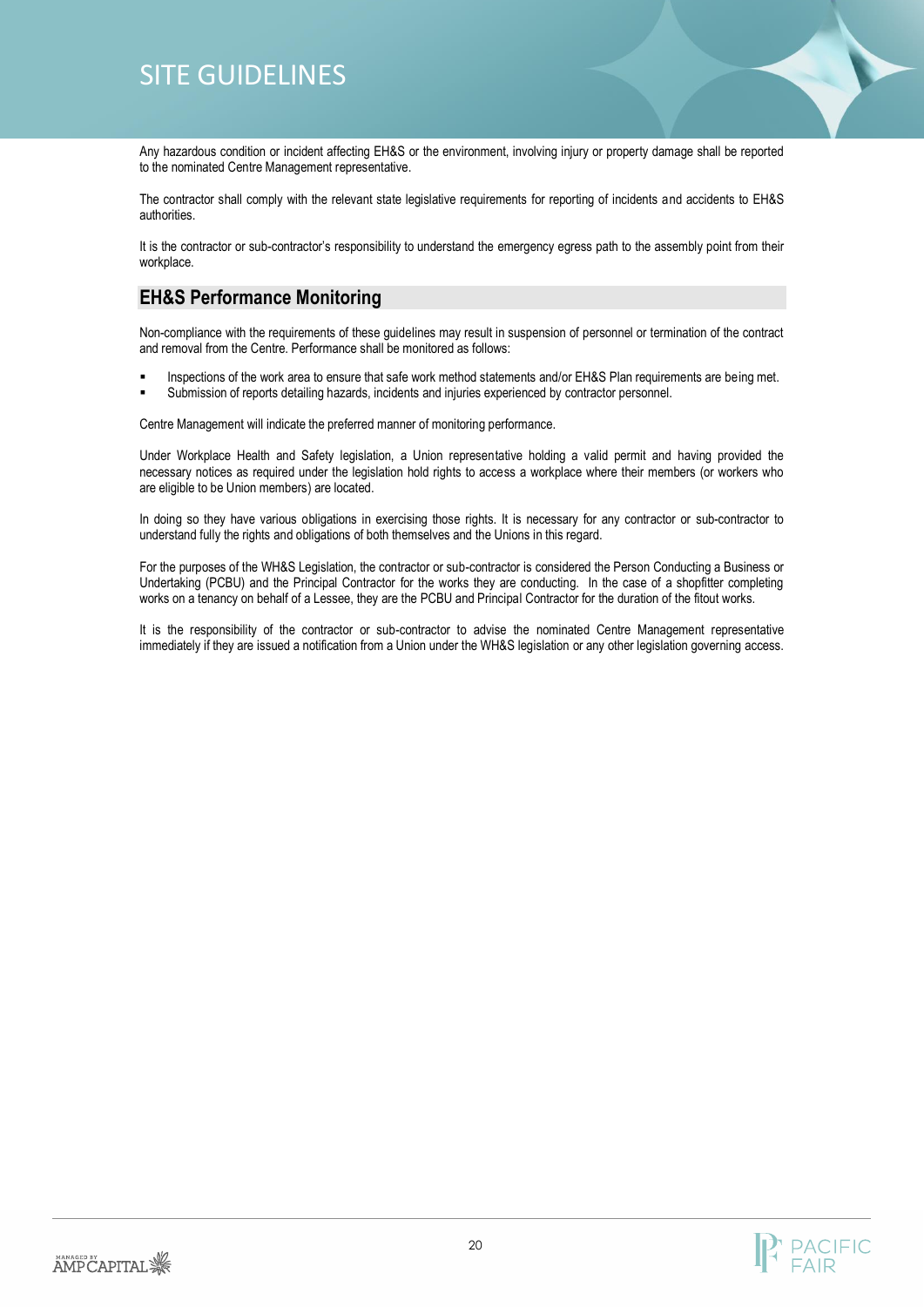Any hazardous condition or incident affecting EH&S or the environment, involving injury or property damage shall be reported to the nominated Centre Management representative.

The contractor shall comply with the relevant state legislative requirements for reporting of incidents and accidents to EH&S authorities.

It is the contractor or sub-contractor's responsibility to understand the emergency egress path to the assembly point from their workplace.

## EH&S Performance Monitoring

Non-compliance with the requirements of these guidelines may result in suspension of personnel or termination of the contract and removal from the Centre. Performance shall be monitored as follows:

- Inspections of the work area to ensure that safe work method statements and/or EH&S Plan requirements are being met.
- Submission of reports detailing hazards, incidents and injuries experienced by contractor personnel.

Centre Management will indicate the preferred manner of monitoring performance.

Under Workplace Health and Safety legislation, a Union representative holding a valid permit and having provided the necessary notices as required under the legislation hold rights to access a workplace where their members (or workers who are eligible to be Union members) are located.

In doing so they have various obligations in exercising those rights. It is necessary for any contractor or sub-contractor to understand fully the rights and obligations of both themselves and the Unions in this regard.

For the purposes of the WH&S Legislation, the contractor or sub-contractor is considered the Person Conducting a Business or Undertaking (PCBU) and the Principal Contractor for the works they are conducting. In the case of a shopfitter completing works on a tenancy on behalf of a Lessee, they are the PCBU and Principal Contractor for the duration of the fitout works.

It is the responsibility of the contractor or sub-contractor to advise the nominated Centre Management representative immediately if they are issued a notification from a Union under the WH&S legislation or any other legislation governing access.